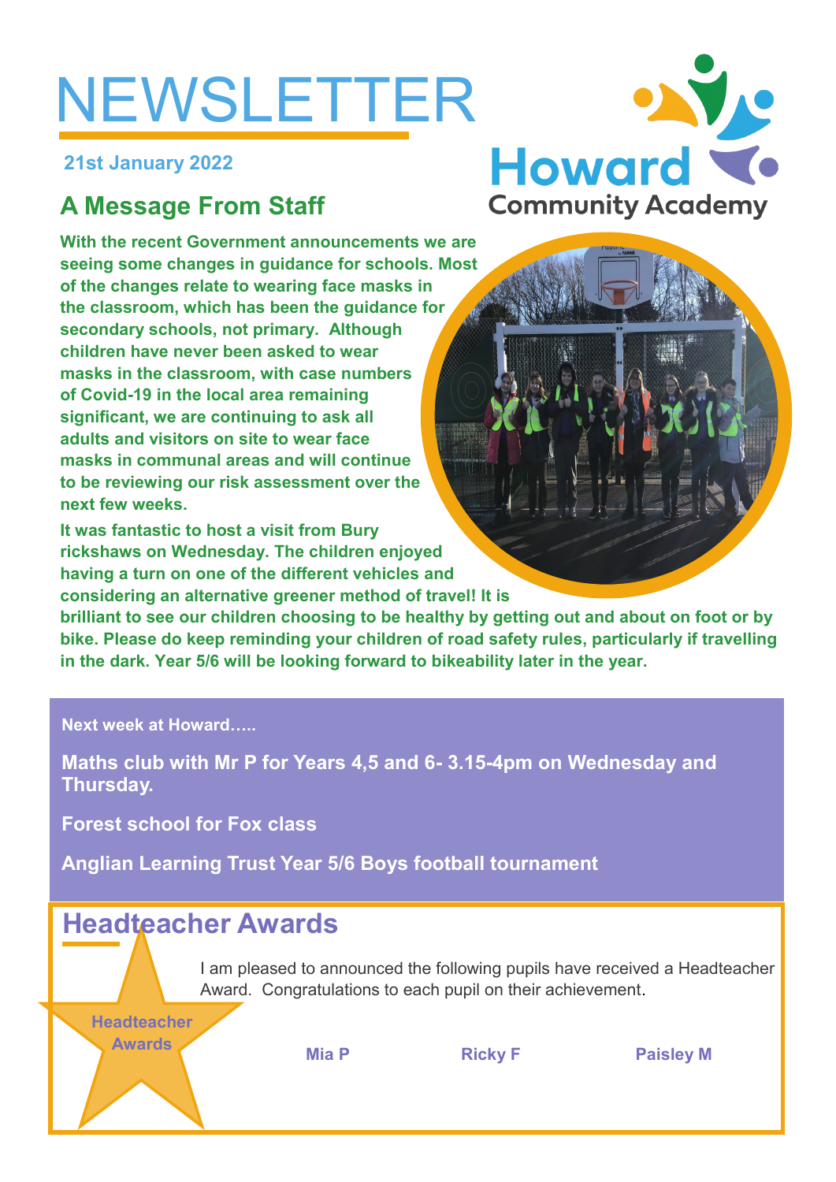# NEWSLETTER

**21st January 2022**

Howard Community Academy

## A Message From Staff

**With the recent Government announcements we are seeing some changes in guidance for schools. Most of the changes relate to wearing face masks in the classroom, which has been the guidance for secondary schools, not primary. Although children have never been asked to wear masks in the classroom, with case numbers of Covid-19 in the local area remaining significant, we are continuing to ask all adults and visitors on site to wear face masks in communal areas and will continue to be reviewing our risk assessment over the next few weeks.**

**It was fantastic to host a visit from Bury rickshaws on Wednesday. The children enjoyed having a turn on one of the different vehicles and considering an alternative greener method of travel! It is brilliant to see our children choosing to be healthy by getting out and about on foot or by bike. Please do keep reminding your children of road safety rules, particularly if travelling in the dark. Year 5/6 will be looking forward to bikeability later in the year.**

**Next week at Howard…..**

**Maths club with Mr P for Years 4,5 and 6- 3.15-4pm on Wednesday and Thursday.**

**Forest school for Fox class**

**Anglian Learning Trust Year 5/6 Boys football tournament**

## Headteacher Awards

**Headteacher Awards**

I am pleased to announced the following pupils have received a Headteacher Award. Congratulations to each pupil on their achievement.

**Mia P** **Ricky F** **Paisley M**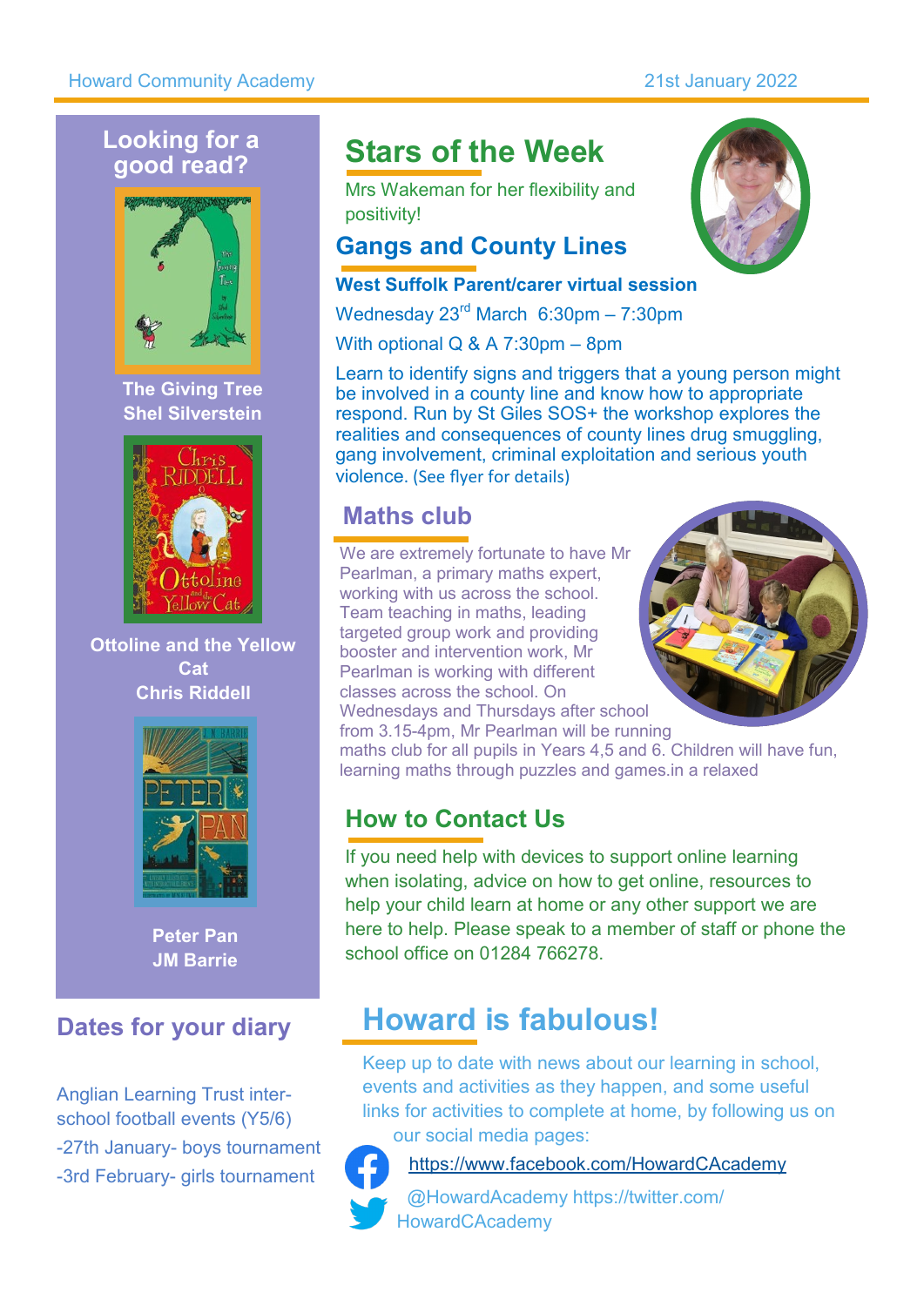## Looking for a good read?

**The Giving Tree**
**Shel Silverstein**

**Ottoline and the Yellow Cat**
**Chris Riddell**

**Peter Pan**
**JM Barrie**

## Dates for your diary

Anglian Learning Trust inter-school football events (Y5/6)

-27th January- boys tournament

-3rd February- girls tournament

## Stars of the Week

Mrs Wakeman for her flexibility and positivity!

## Gangs and County Lines

**West Suffolk Parent/carer virtual session**

Wednesday 23rd March 6:30pm – 7:30pm

With optional Q & A 7:30pm – 8pm

Learn to identify signs and triggers that a young person might be involved in a county line and know how to appropriate respond. Run by St Giles SOS+ the workshop explores the realities and consequences of county lines drug smuggling, gang involvement, criminal exploitation and serious youth violence. (See flyer for details)

## Maths club

We are extremely fortunate to have Mr Pearlman, a primary maths expert, working with us across the school. Team teaching in maths, leading targeted group work and providing booster and intervention work, Mr Pearlman is working with different classes across the school. On Wednesdays and Thursdays after school from 3.15-4pm, Mr Pearlman will be running maths club for all pupils in Years 4,5 and 6. Children will have fun, learning maths through puzzles and games.in a relaxed

## How to Contact Us

If you need help with devices to support online learning when isolating, advice on how to get online, resources to help your child learn at home or any other support we are here to help. Please speak to a member of staff or phone the school office on 01284 766278.

## Howard is fabulous!

Keep up to date with news about our learning in school, events and activities as they happen, and some useful links for activities to complete at home, by following us on our social media pages:

https://www.facebook.com/HowardCAcademy

@HowardAcademy https://twitter.com/HowardCAcademy